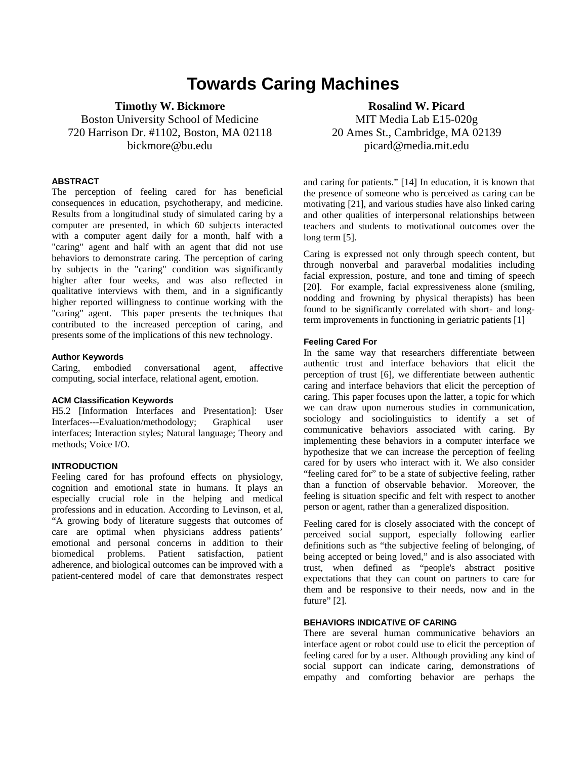# Towards Caring Machines

**Timothy W. Bickmore**
Boston University School of Medicine
720 Harrison Dr. #1102, Boston, MA 02118
bickmore@bu.edu

**Rosalind W. Picard**
MIT Media Lab E15-020g
20 Ames St., Cambridge, MA 02139
picard@media.mit.edu

### ABSTRACT

The perception of feeling cared for has beneficial consequences in education, psychotherapy, and medicine. Results from a longitudinal study of simulated caring by a computer are presented, in which 60 subjects interacted with a computer agent daily for a month, half with a "caring" agent and half with an agent that did not use behaviors to demonstrate caring. The perception of caring by subjects in the "caring" condition was significantly higher after four weeks, and was also reflected in qualitative interviews with them, and in a significantly higher reported willingness to continue working with the "caring" agent. This paper presents the techniques that contributed to the increased perception of caring, and presents some of the implications of this new technology.

### Author Keywords

Caring, embodied conversational agent, affective computing, social interface, relational agent, emotion.

### ACM Classification Keywords

H5.2 [Information Interfaces and Presentation]: User Interfaces---Evaluation/methodology; Graphical user interfaces; Interaction styles; Natural language; Theory and methods; Voice I/O.

### INTRODUCTION

Feeling cared for has profound effects on physiology, cognition and emotional state in humans. It plays an especially crucial role in the helping and medical professions and in education. According to Levinson, et al, "A growing body of literature suggests that outcomes of care are optimal when physicians address patients' emotional and personal concerns in addition to their biomedical problems. Patient satisfaction, patient adherence, and biological outcomes can be improved with a patient-centered model of care that demonstrates respect and caring for patients." [14] In education, it is known that the presence of someone who is perceived as caring can be motivating [21], and various studies have also linked caring and other qualities of interpersonal relationships between teachers and students to motivational outcomes over the long term [5].

Caring is expressed not only through speech content, but through nonverbal and paraverbal modalities including facial expression, posture, and tone and timing of speech [20]. For example, facial expressiveness alone (smiling, nodding and frowning by physical therapists) has been found to be significantly correlated with short- and long-term improvements in functioning in geriatric patients [1]

### Feeling Cared For

In the same way that researchers differentiate between authentic trust and interface behaviors that elicit the perception of trust [6], we differentiate between authentic caring and interface behaviors that elicit the perception of caring. This paper focuses upon the latter, a topic for which we can draw upon numerous studies in communication, sociology and sociolinguistics to identify a set of communicative behaviors associated with caring. By implementing these behaviors in a computer interface we hypothesize that we can increase the perception of feeling cared for by users who interact with it. We also consider "feeling cared for" to be a state of subjective feeling, rather than a function of observable behavior. Moreover, the feeling is situation specific and felt with respect to another person or agent, rather than a generalized disposition.

Feeling cared for is closely associated with the concept of perceived social support, especially following earlier definitions such as "the subjective feeling of belonging, of being accepted or being loved," and is also associated with trust, when defined as "people's abstract positive expectations that they can count on partners to care for them and be responsive to their needs, now and in the future" [2].

### BEHAVIORS INDICATIVE OF CARING

There are several human communicative behaviors an interface agent or robot could use to elicit the perception of feeling cared for by a user. Although providing any kind of social support can indicate caring, demonstrations of empathy and comforting behavior are perhaps the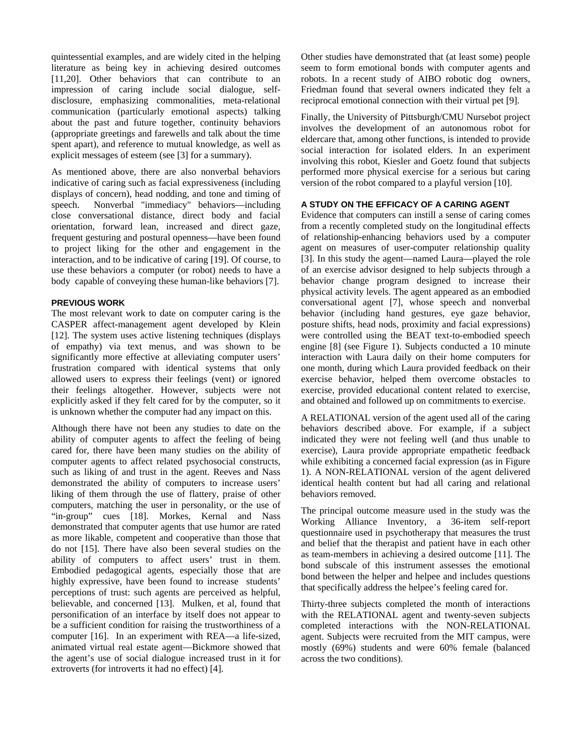quintessential examples, and are widely cited in the helping literature as being key in achieving desired outcomes [11,20]. Other behaviors that can contribute to an impression of caring include social dialogue, self-disclosure, emphasizing commonalities, meta-relational communication (particularly emotional aspects) talking about the past and future together, continuity behaviors (appropriate greetings and farewells and talk about the time spent apart), and reference to mutual knowledge, as well as explicit messages of esteem (see [3] for a summary).

As mentioned above, there are also nonverbal behaviors indicative of caring such as facial expressiveness (including displays of concern), head nodding, and tone and timing of speech. Nonverbal "immediacy" behaviors—including close conversational distance, direct body and facial orientation, forward lean, increased and direct gaze, frequent gesturing and postural openness—have been found to project liking for the other and engagement in the interaction, and to be indicative of caring [19]. Of course, to use these behaviors a computer (or robot) needs to have a body capable of conveying these human-like behaviors [7].

## PREVIOUS WORK

The most relevant work to date on computer caring is the CASPER affect-management agent developed by Klein [12]. The system uses active listening techniques (displays of empathy) via text menus, and was shown to be significantly more effective at alleviating computer users' frustration compared with identical systems that only allowed users to express their feelings (vent) or ignored their feelings altogether. However, subjects were not explicitly asked if they felt cared for by the computer, so it is unknown whether the computer had any impact on this.

Although there have not been any studies to date on the ability of computer agents to affect the feeling of being cared for, there have been many studies on the ability of computer agents to affect related psychosocial constructs, such as liking of and trust in the agent. Reeves and Nass demonstrated the ability of computers to increase users' liking of them through the use of flattery, praise of other computers, matching the user in personality, or the use of "in-group" cues [18]. Morkes, Kernal and Nass demonstrated that computer agents that use humor are rated as more likable, competent and cooperative than those that do not [15]. There have also been several studies on the ability of computers to affect users' trust in them. Embodied pedagogical agents, especially those that are highly expressive, have been found to increase students' perceptions of trust: such agents are perceived as helpful, believable, and concerned [13]. Mulken, et al, found that personification of an interface by itself does not appear to be a sufficient condition for raising the trustworthiness of a computer [16]. In an experiment with REA—a life-sized, animated virtual real estate agent—Bickmore showed that the agent's use of social dialogue increased trust in it for extroverts (for introverts it had no effect) [4].

Other studies have demonstrated that (at least some) people seem to form emotional bonds with computer agents and robots. In a recent study of AIBO robotic dog owners, Friedman found that several owners indicated they felt a reciprocal emotional connection with their virtual pet [9].

Finally, the University of Pittsburgh/CMU Nursebot project involves the development of an autonomous robot for eldercare that, among other functions, is intended to provide social interaction for isolated elders. In an experiment involving this robot, Kiesler and Goetz found that subjects performed more physical exercise for a serious but caring version of the robot compared to a playful version [10].

## A STUDY ON THE EFFICACY OF A CARING AGENT

Evidence that computers can instill a sense of caring comes from a recently completed study on the longitudinal effects of relationship-enhancing behaviors used by a computer agent on measures of user-computer relationship quality [3]. In this study the agent—named Laura—played the role of an exercise advisor designed to help subjects through a behavior change program designed to increase their physical activity levels. The agent appeared as an embodied conversational agent [7], whose speech and nonverbal behavior (including hand gestures, eye gaze behavior, posture shifts, head nods, proximity and facial expressions) were controlled using the BEAT text-to-embodied speech engine [8] (see Figure 1). Subjects conducted a 10 minute interaction with Laura daily on their home computers for one month, during which Laura provided feedback on their exercise behavior, helped them overcome obstacles to exercise, provided educational content related to exercise, and obtained and followed up on commitments to exercise.

A RELATIONAL version of the agent used all of the caring behaviors described above. For example, if a subject indicated they were not feeling well (and thus unable to exercise), Laura provide appropriate empathetic feedback while exhibiting a concerned facial expression (as in Figure 1). A NON-RELATIONAL version of the agent delivered identical health content but had all caring and relational behaviors removed.

The principal outcome measure used in the study was the Working Alliance Inventory, a 36-item self-report questionnaire used in psychotherapy that measures the trust and belief that the therapist and patient have in each other as team-members in achieving a desired outcome [11]. The bond subscale of this instrument assesses the emotional bond between the helper and helpee and includes questions that specifically address the helpee's feeling cared for.

Thirty-three subjects completed the month of interactions with the RELATIONAL agent and twenty-seven subjects completed interactions with the NON-RELATIONAL agent. Subjects were recruited from the MIT campus, were mostly (69%) students and were 60% female (balanced across the two conditions).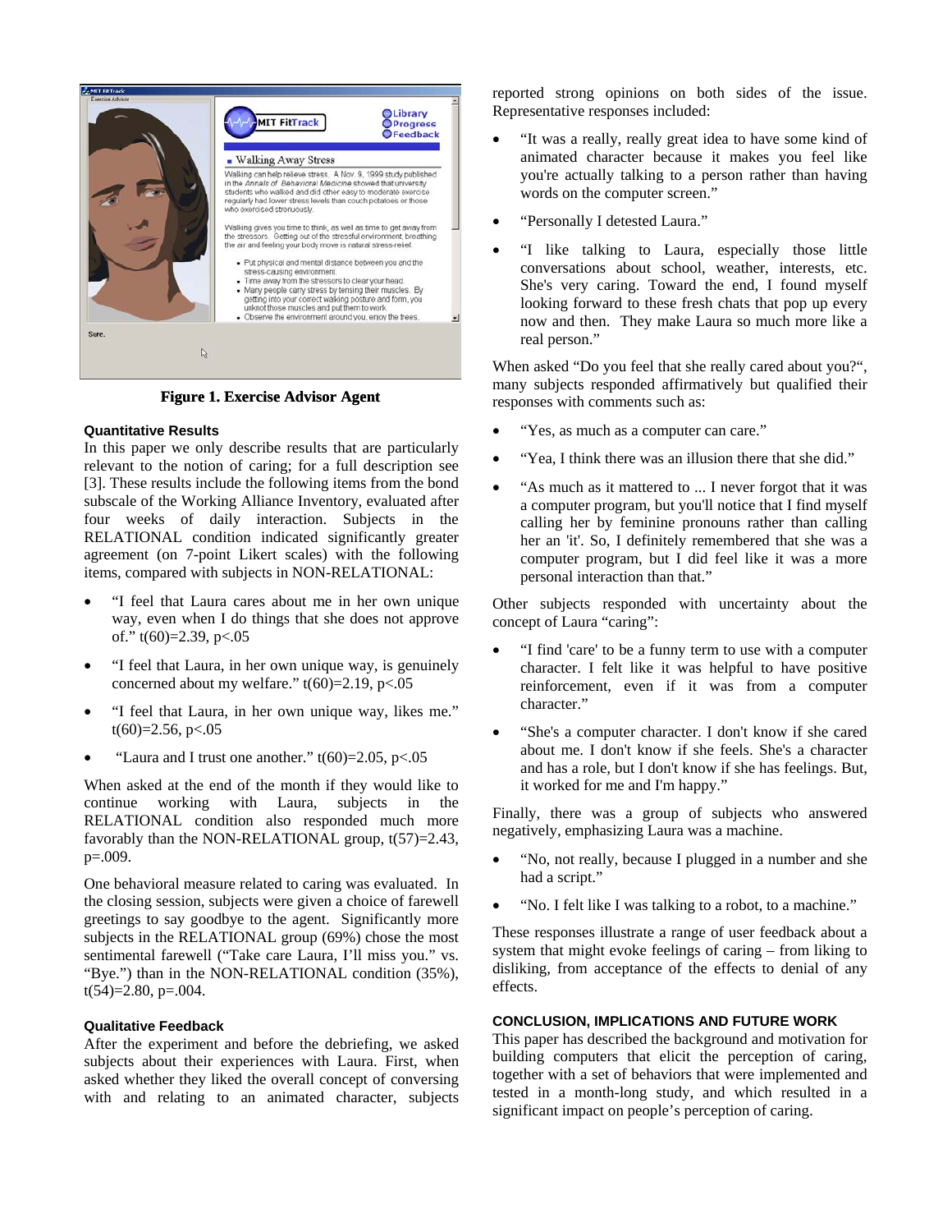Figure 1. Exercise Advisor Agent

### Quantitative Results

In this paper we only describe results that are particularly relevant to the notion of caring; for a full description see [3]. These results include the following items from the bond subscale of the Working Alliance Inventory, evaluated after four weeks of daily interaction. Subjects in the RELATIONAL condition indicated significantly greater agreement (on 7-point Likert scales) with the following items, compared with subjects in NON-RELATIONAL:

- "I feel that Laura cares about me in her own unique way, even when I do things that she does not approve of." $t(60)=2.39$, $p<.05$
- "I feel that Laura, in her own unique way, is genuinely concerned about my welfare." $t(60)=2.19$, $p<.05$
- "I feel that Laura, in her own unique way, likes me." $t(60)=2.56$, $p<.05$
- "Laura and I trust one another." $t(60)=2.05$, $p<.05$

When asked at the end of the month if they would like to continue working with Laura, subjects in the RELATIONAL condition also responded much more favorably than the NON-RELATIONAL group, $t(57)=2.43$, $p=.009$.

One behavioral measure related to caring was evaluated. In the closing session, subjects were given a choice of farewell greetings to say goodbye to the agent. Significantly more subjects in the RELATIONAL group (69%) chose the most sentimental farewell ("Take care Laura, I'll miss you." vs. "Bye.") than in the NON-RELATIONAL condition (35%), $t(54)=2.80$, $p=.004$.

### Qualitative Feedback

After the experiment and before the debriefing, we asked subjects about their experiences with Laura. First, when asked whether they liked the overall concept of conversing with and relating to an animated character, subjects reported strong opinions on both sides of the issue. Representative responses included:

- "It was a really, really great idea to have some kind of animated character because it makes you feel like you're actually talking to a person rather than having words on the computer screen."
- "Personally I detested Laura."
- "I like talking to Laura, especially those little conversations about school, weather, interests, etc. She's very caring. Toward the end, I found myself looking forward to these fresh chats that pop up every now and then. They make Laura so much more like a real person."

When asked "Do you feel that she really cared about you?", many subjects responded affirmatively but qualified their responses with comments such as:

- "Yes, as much as a computer can care."
- "Yea, I think there was an illusion there that she did."
- "As much as it mattered to ... I never forgot that it was a computer program, but you'll notice that I find myself calling her by feminine pronouns rather than calling her an 'it'. So, I definitely remembered that she was a computer program, but I did feel like it was a more personal interaction than that."

Other subjects responded with uncertainty about the concept of Laura "caring":

- "I find 'care' to be a funny term to use with a computer character. I felt like it was helpful to have positive reinforcement, even if it was from a computer character."
- "She's a computer character. I don't know if she cared about me. I don't know if she feels. She's a character and has a role, but I don't know if she has feelings. But, it worked for me and I'm happy."

Finally, there was a group of subjects who answered negatively, emphasizing Laura was a machine.

- "No, not really, because I plugged in a number and she had a script."
- "No. I felt like I was talking to a robot, to a machine."

These responses illustrate a range of user feedback about a system that might evoke feelings of caring – from liking to disliking, from acceptance of the effects to denial of any effects.

## CONCLUSION, IMPLICATIONS AND FUTURE WORK

This paper has described the background and motivation for building computers that elicit the perception of caring, together with a set of behaviors that were implemented and tested in a month-long study, and which resulted in a significant impact on people's perception of caring.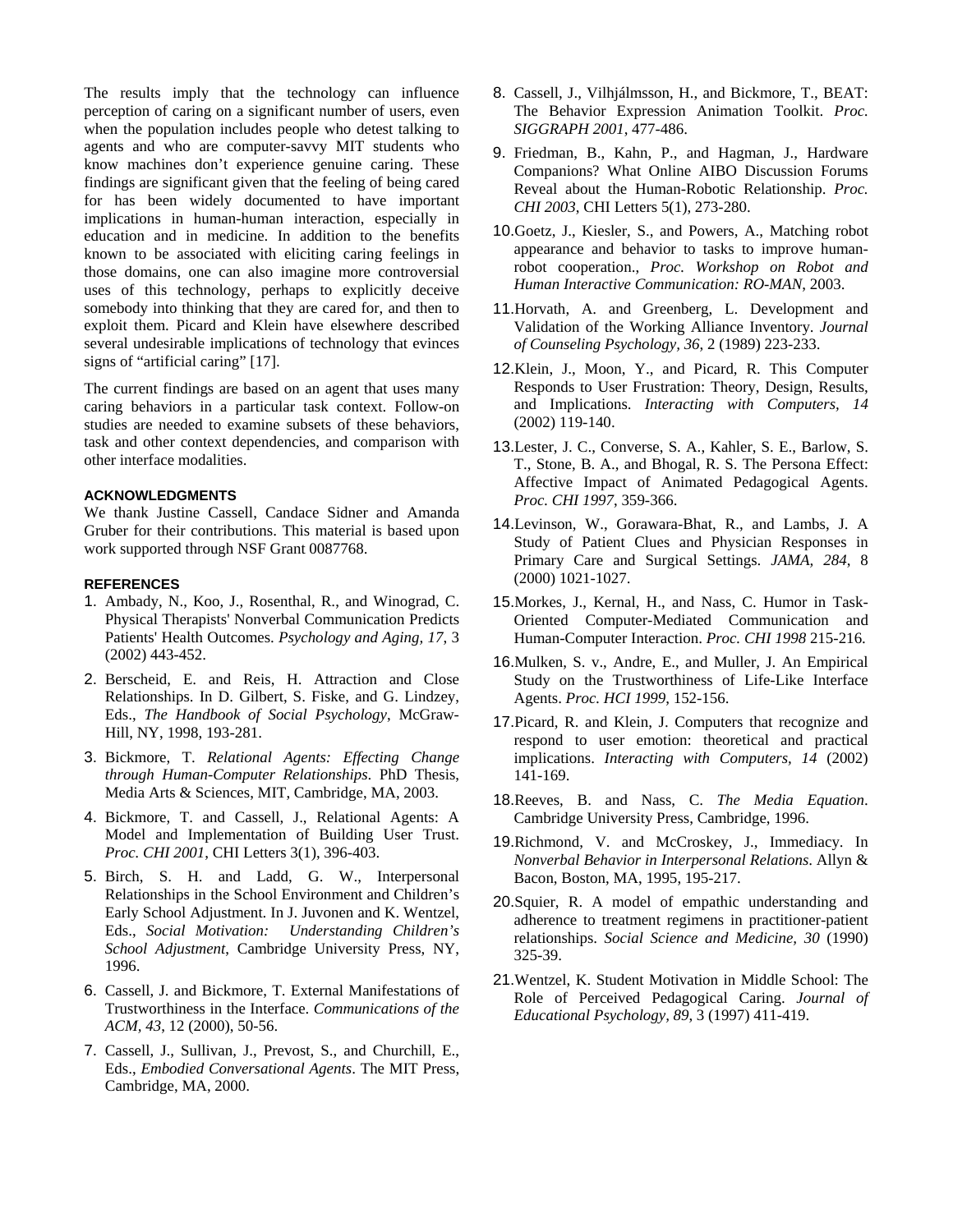The results imply that the technology can influence perception of caring on a significant number of users, even when the population includes people who detest talking to agents and who are computer-savvy MIT students who know machines don't experience genuine caring. These findings are significant given that the feeling of being cared for has been widely documented to have important implications in human-human interaction, especially in education and in medicine. In addition to the benefits known to be associated with eliciting caring feelings in those domains, one can also imagine more controversial uses of this technology, perhaps to explicitly deceive somebody into thinking that they are cared for, and then to exploit them. Picard and Klein have elsewhere described several undesirable implications of technology that evinces signs of "artificial caring" [17].

The current findings are based on an agent that uses many caring behaviors in a particular task context. Follow-on studies are needed to examine subsets of these behaviors, task and other context dependencies, and comparison with other interface modalities.

## ACKNOWLEDGMENTS

We thank Justine Cassell, Candace Sidner and Amanda Gruber for their contributions. This material is based upon work supported through NSF Grant 0087768.

## REFERENCES

1. Ambady, N., Koo, J., Rosenthal, R., and Winograd, C. Physical Therapists' Nonverbal Communication Predicts Patients' Health Outcomes. *Psychology and Aging, 17*, 3 (2002) 443-452.
2. Berscheid, E. and Reis, H. Attraction and Close Relationships. In D. Gilbert, S. Fiske, and G. Lindzey, Eds., *The Handbook of Social Psychology*, McGraw-Hill, NY, 1998, 193-281.
3. Bickmore, T. *Relational Agents: Effecting Change through Human-Computer Relationships*. PhD Thesis, Media Arts & Sciences, MIT, Cambridge, MA, 2003.
4. Bickmore, T. and Cassell, J., Relational Agents: A Model and Implementation of Building User Trust. *Proc. CHI 2001*, CHI Letters 3(1), 396-403.
5. Birch, S. H. and Ladd, G. W., Interpersonal Relationships in the School Environment and Children's Early School Adjustment. In J. Juvonen and K. Wentzel, Eds., *Social Motivation: Understanding Children's School Adjustment*, Cambridge University Press, NY, 1996.
6. Cassell, J. and Bickmore, T. External Manifestations of Trustworthiness in the Interface. *Communications of the ACM, 43*, 12 (2000), 50-56.
7. Cassell, J., Sullivan, J., Prevost, S., and Churchill, E., Eds., *Embodied Conversational Agents*. The MIT Press, Cambridge, MA, 2000.
8. Cassell, J., Vilhjálmsson, H., and Bickmore, T., BEAT: The Behavior Expression Animation Toolkit. *Proc. SIGGRAPH 2001*, 477-486.
9. Friedman, B., Kahn, P., and Hagman, J., Hardware Companions? What Online AIBO Discussion Forums Reveal about the Human-Robotic Relationship. *Proc. CHI 2003*, CHI Letters 5(1), 273-280.
10. Goetz, J., Kiesler, S., and Powers, A., Matching robot appearance and behavior to tasks to improve human-robot cooperation., *Proc. Workshop on Robot and Human Interactive Communication: RO-MAN*, 2003.
11. Horvath, A. and Greenberg, L. Development and Validation of the Working Alliance Inventory. *Journal of Counseling Psychology, 36*, 2 (1989) 223-233.
12. Klein, J., Moon, Y., and Picard, R. This Computer Responds to User Frustration: Theory, Design, Results, and Implications. *Interacting with Computers, 14* (2002) 119-140.
13. Lester, J. C., Converse, S. A., Kahler, S. E., Barlow, S. T., Stone, B. A., and Bhogal, R. S. The Persona Effect: Affective Impact of Animated Pedagogical Agents. *Proc. CHI 1997*, 359-366.
14. Levinson, W., Gorawara-Bhat, R., and Lambs, J. A Study of Patient Clues and Physician Responses in Primary Care and Surgical Settings. *JAMA, 284*, 8 (2000) 1021-1027.
15. Morkes, J., Kernal, H., and Nass, C. Humor in Task-Oriented Computer-Mediated Communication and Human-Computer Interaction. *Proc. CHI 1998* 215-216.
16. Mulken, S. v., Andre, E., and Muller, J. An Empirical Study on the Trustworthiness of Life-Like Interface Agents. *Proc. HCI 1999*, 152-156.
17. Picard, R. and Klein, J. Computers that recognize and respond to user emotion: theoretical and practical implications. *Interacting with Computers, 14* (2002) 141-169.
18. Reeves, B. and Nass, C. *The Media Equation*. Cambridge University Press, Cambridge, 1996.
19. Richmond, V. and McCroskey, J., Immediacy. In *Nonverbal Behavior in Interpersonal Relations*. Allyn & Bacon, Boston, MA, 1995, 195-217.
20. Squier, R. A model of empathic understanding and adherence to treatment regimens in practitioner-patient relationships. *Social Science and Medicine, 30* (1990) 325-39.
21. Wentzel, K. Student Motivation in Middle School: The Role of Perceived Pedagogical Caring. *Journal of Educational Psychology, 89*, 3 (1997) 411-419.